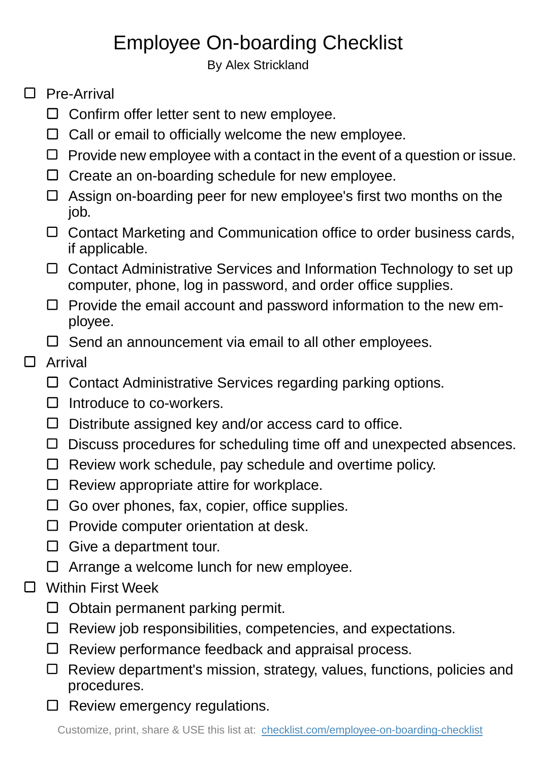# Employee On-boarding Checklist

By Alex Strickland

- [ ] Pre-Arrival
  - [ ] Confirm offer letter sent to new employee.
  - [ ] Call or email to officially welcome the new employee.
  - [ ] Provide new employee with a contact in the event of a question or issue.
  - [ ] Create an on-boarding schedule for new employee.
  - [ ] Assign on-boarding peer for new employee's first two months on the job.
  - [ ] Contact Marketing and Communication office to order business cards, if applicable.
  - [ ] Contact Administrative Services and Information Technology to set up computer, phone, log in password, and order office supplies.
  - [ ] Provide the email account and password information to the new employee.
  - [ ] Send an announcement via email to all other employees.
- [ ] Arrival
  - [ ] Contact Administrative Services regarding parking options.
  - [ ] Introduce to co-workers.
  - [ ] Distribute assigned key and/or access card to office.
  - [ ] Discuss procedures for scheduling time off and unexpected absences.
  - [ ] Review work schedule, pay schedule and overtime policy.
  - [ ] Review appropriate attire for workplace.
  - [ ] Go over phones, fax, copier, office supplies.
  - [ ] Provide computer orientation at desk.
  - [ ] Give a department tour.
  - [ ] Arrange a welcome lunch for new employee.
- [ ] Within First Week
  - [ ] Obtain permanent parking permit.
  - [ ] Review job responsibilities, competencies, and expectations.
  - [ ] Review performance feedback and appraisal process.
  - [ ] Review department's mission, strategy, values, functions, policies and procedures.
  - [ ] Review emergency regulations.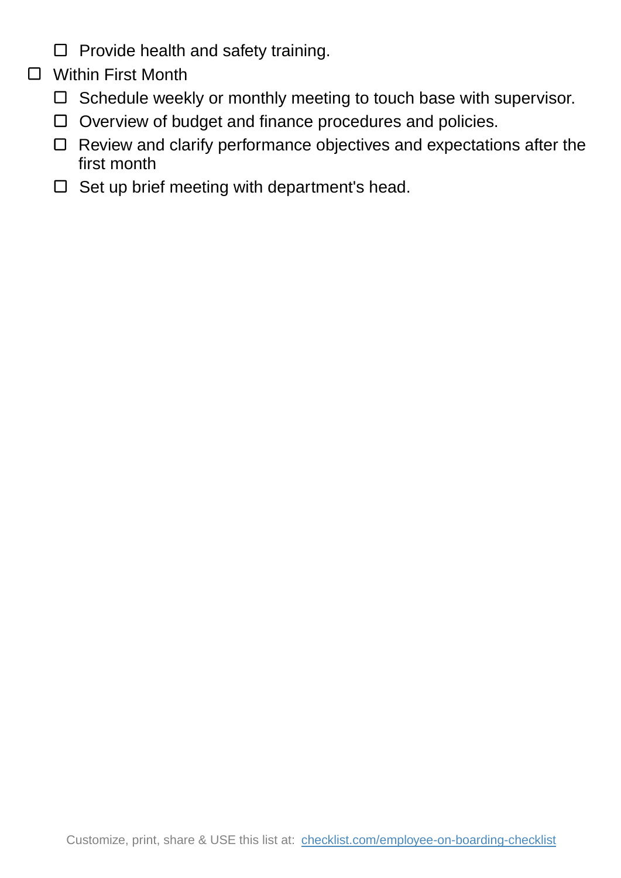- [ ] Provide health and safety training.
- [ ] Within First Month
    - [ ] Schedule weekly or monthly meeting to touch base with supervisor.
    - [ ] Overview of budget and finance procedures and policies.
    - [ ] Review and clarify performance objectives and expectations after the first month
    - [ ] Set up brief meeting with department's head.

Customize, print, share & USE this list at: [checklist.com/employee-on-boarding-checklist](https://checklist.com/employee-on-boarding-checklist)